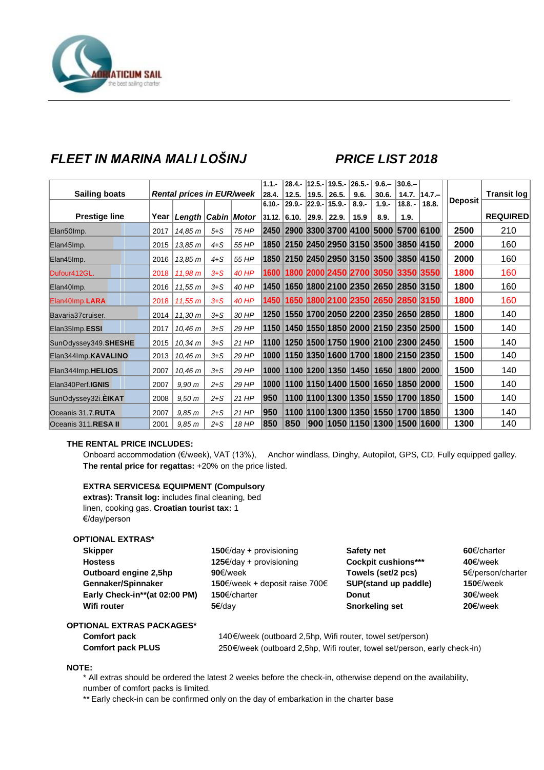ADRIATICUM SAIL
the best sailing charter

## FLEET IN MARINA MALI LOŠINJ

## PRICE LIST 2018

| Sailing boats | Rental prices in EUR/week | | | | 1.1.- 28.4. | 28.4.- 12.5. | 12.5.- 19.5. | 19.5.- 26.5. | 26.5.- 9.6. | 9.6.– 30.6. | 30.6.– 14.7. | 14.7.– 18.8. | Deposit | Transit log |
|---|---|---|---|---|---|---|---|---|---|---|---|---|---|---|
| Prestige line | Year | Length | Cabin | Motor | 6.10.- 31.12. | 29.9.- 6.10. | 22.9.- 29.9. | 15.9.- 22.9. | 8.9.- 15.9 | 1.9.- 8.9. | 18.8. - 1.9. | | | REQUIRED |
| Elan50Imp. | 2017 | 14,85 m | 5+S | 75 HP | 2450 | 2900 | 3300 | 3700 | 4100 | 5000 | 5700 | 6100 | 2500 | 210 |
| Elan45Imp. | 2015 | 13,85 m | 4+S | 55 HP | 1850 | 2150 | 2450 | 2950 | 3150 | 3500 | 3850 | 4150 | 2000 | 160 |
| Elan45Imp. | 2016 | 13,85 m | 4+S | 55 HP | 1850 | 2150 | 2450 | 2950 | 3150 | 3500 | 3850 | 4150 | 2000 | 160 |
| Dufour412GL. | 2018 | 11,98 m | 3+S | 40 HP | 1600 | 1800 | 2000 | 2450 | 2700 | 3050 | 3350 | 3550 | 1800 | 160 |
| Elan40Imp. | 2016 | 11,55 m | 3+S | 40 HP | 1450 | 1650 | 1800 | 2100 | 2350 | 2650 | 2850 | 3150 | 1800 | 160 |
| Elan40Imp.**LARA** | 2018 | 11,55 m | 3+S | 40 HP | 1450 | 1650 | 1800 | 2100 | 2350 | 2650 | 2850 | 3150 | 1800 | 160 |
| Bavaria37cruiser. | 2014 | 11,30 m | 3+S | 30 HP | 1250 | 1550 | 1700 | 2050 | 2200 | 2350 | 2650 | 2850 | 1800 | 140 |
| Elan35Imp.**ESSI** | 2017 | 10,46 m | 3+S | 29 HP | 1150 | 1450 | 1550 | 1850 | 2000 | 2150 | 2350 | 2500 | 1500 | 140 |
| SunOdyssey349.**SHESHE** | 2015 | 10,34 m | 3+S | 21 HP | 1100 | 1250 | 1500 | 1750 | 1900 | 2100 | 2300 | 2450 | 1500 | 140 |
| Elan344Imp.**KAVALINO** | 2013 | 10,46 m | 3+S | 29 HP | 1000 | 1150 | 1350 | 1600 | 1700 | 1800 | 2150 | 2350 | 1500 | 140 |
| Elan344Imp.**HELIOS** | 2007 | 10,46 m | 3+S | 29 HP | 1000 | 1100 | 1200 | 1350 | 1450 | 1650 | 1800 | 2000 | 1500 | 140 |
| Elan340Perf.**IGNIS** | 2007 | 9,90 m | 2+S | 29 HP | 1000 | 1100 | 1150 | 1400 | 1500 | 1650 | 1850 | 2000 | 1500 | 140 |
| SunOdyssey32i.**ÈIKAT** | 2008 | 9,50 m | 2+S | 21 HP | 950 | 1100 | 1100 | 1300 | 1350 | 1550 | 1700 | 1850 | 1500 | 140 |
| Oceanis 31.7.**RUTA** | 2007 | 9,85 m | 2+S | 21 HP | 950 | 1100 | 1100 | 1300 | 1350 | 1550 | 1700 | 1850 | 1300 | 140 |
| Oceanis 311.**RESA II** | 2001 | 9,85 m | 2+S | 18 HP | 850 | 850 | 900 | 1050 | 1150 | 1300 | 1500 | 1600 | 1300 | 140 |

**THE RENTAL PRICE INCLUDES:**

Onboard accommodation (€/week), VAT (13%), Anchor windlass, Dinghy, Autopilot, GPS, CD, Fully equipped galley.
**The rental price for regattas:** +20% on the price listed.

**EXTRA SERVICES& EQUIPMENT (Compulsory extras): Transit log:** includes final cleaning, bed linen, cooking gas. **Croatian tourist tax:** 1 €/day/person

**OPTIONAL EXTRAS***

| | | | |
|---|---|---|---|
| **Skipper** | **150**€/day + provisioning | **Safety net** | **60**€/charter |
| **Hostess** | **125**€/day + provisioning | **Cockpit cushions*** ** | **40**€/week |
| **Outboard engine 2,5hp** | **90**€/week | **Towels (set/2 pcs)** | **5**€/person/charter |
| **Gennaker/Spinnaker** | **150**€/week + deposit raise 700€ | **SUP(stand up paddle)** | **150**€/week |
| **Early Check-in**(at 02:00 PM)** | **150**€/charter | **Donut** | **30**€/week |
| **Wifi router** | **5**€/day | **Snorkeling set** | **20**€/week |

**OPTIONAL EXTRAS PACKAGES***

**Comfort pack** 140€/week (outboard 2,5hp, Wifi router, towel set/person)
**Comfort pack PLUS** 250€/week (outboard 2,5hp, Wifi router, towel set/person, early check-in)

**NOTE:**

\* All extras should be ordered the latest 2 weeks before the check-in, otherwise depend on the availability, number of comfort packs is limited.
\*\* Early check-in can be confirmed only on the day of embarkation in the charter base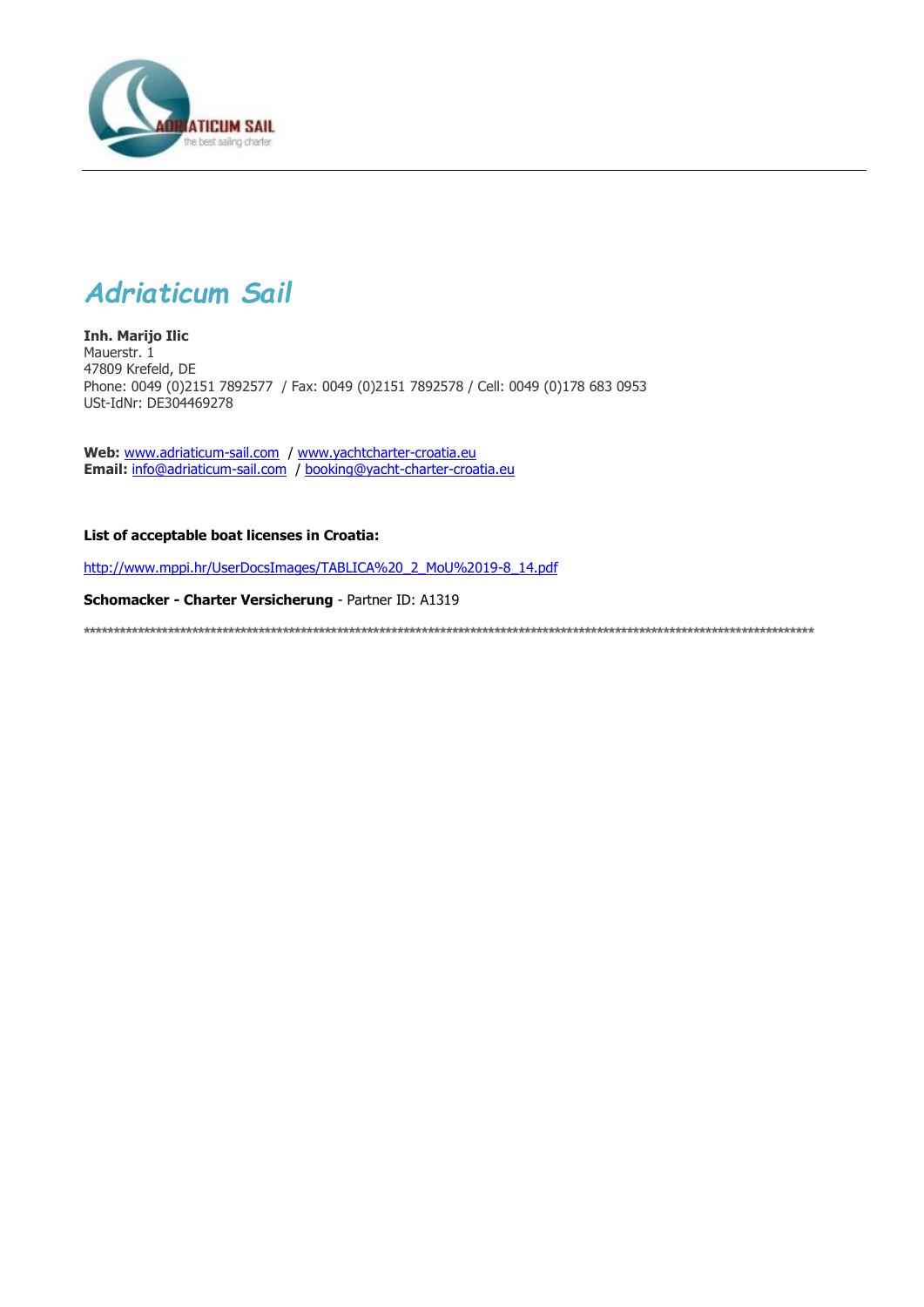# *Adriaticum Sail*

**Inh. Marijo Ilic**
Mauerstr. 1
47809 Krefeld, DE
Phone: 0049 (0)2151 7892577 / Fax: 0049 (0)2151 7892578 / Cell: 0049 (0)178 683 0953
USt-IdNr: DE304469278

**Web:** www.adriaticum-sail.com / www.yachtcharter-croatia.eu
**Email:** info@adriaticum-sail.com / booking@yacht-charter-croatia.eu

**List of acceptable boat licenses in Croatia:**

http://www.mppi.hr/UserDocsImages/TABLICA%20_2_MoU%2019-8_14.pdf

**Schomacker - Charter Versicherung** - Partner ID: A1319

*******************************************************************************************************************